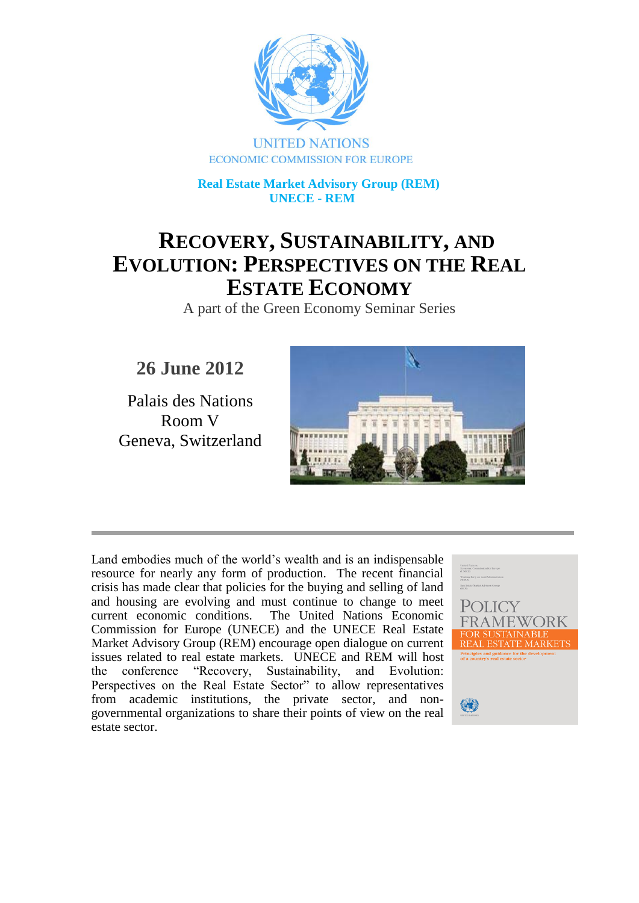UNITED NATIONS
ECONOMIC COMMISSION FOR EUROPE

**Real Estate Market Advisory Group (REM)**
**UNECE - REM**

# RECOVERY, SUSTAINABILITY, AND EVOLUTION: PERSPECTIVES ON THE REAL ESTATE ECONOMY

A part of the Green Economy Seminar Series

## 26 June 2012

Palais des Nations
Room V
Geneva, Switzerland

---

Land embodies much of the world's wealth and is an indispensable resource for nearly any form of production. The recent financial crisis has made clear that policies for the buying and selling of land and housing are evolving and must continue to change to meet current economic conditions. The United Nations Economic Commission for Europe (UNECE) and the UNECE Real Estate Market Advisory Group (REM) encourage open dialogue on current issues related to real estate markets. UNECE and REM will host the conference "Recovery, Sustainability, and Evolution: Perspectives on the Real Estate Sector" to allow representatives from academic institutions, the private sector, and non-governmental organizations to share their points of view on the real estate sector.

POLICY FRAMEWORK
FOR SUSTAINABLE REAL ESTATE MARKETS
Principles and guidance for the development of a country's real estate sector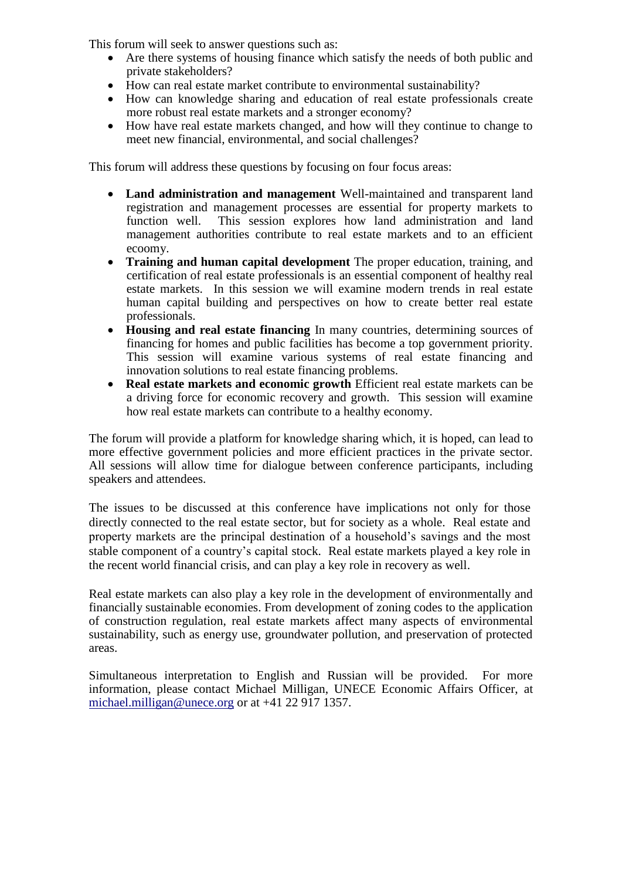This forum will seek to answer questions such as:

- Are there systems of housing finance which satisfy the needs of both public and private stakeholders?
- How can real estate market contribute to environmental sustainability?
- How can knowledge sharing and education of real estate professionals create more robust real estate markets and a stronger economy?
- How have real estate markets changed, and how will they continue to change to meet new financial, environmental, and social challenges?

This forum will address these questions by focusing on four focus areas:

- **Land administration and management** Well-maintained and transparent land registration and management processes are essential for property markets to function well. This session explores how land administration and land management authorities contribute to real estate markets and to an efficient ecoomy.
- **Training and human capital development** The proper education, training, and certification of real estate professionals is an essential component of healthy real estate markets. In this session we will examine modern trends in real estate human capital building and perspectives on how to create better real estate professionals.
- **Housing and real estate financing** In many countries, determining sources of financing for homes and public facilities has become a top government priority. This session will examine various systems of real estate financing and innovation solutions to real estate financing problems.
- **Real estate markets and economic growth** Efficient real estate markets can be a driving force for economic recovery and growth. This session will examine how real estate markets can contribute to a healthy economy.

The forum will provide a platform for knowledge sharing which, it is hoped, can lead to more effective government policies and more efficient practices in the private sector. All sessions will allow time for dialogue between conference participants, including speakers and attendees.

The issues to be discussed at this conference have implications not only for those directly connected to the real estate sector, but for society as a whole. Real estate and property markets are the principal destination of a household's savings and the most stable component of a country's capital stock. Real estate markets played a key role in the recent world financial crisis, and can play a key role in recovery as well.

Real estate markets can also play a key role in the development of environmentally and financially sustainable economies. From development of zoning codes to the application of construction regulation, real estate markets affect many aspects of environmental sustainability, such as energy use, groundwater pollution, and preservation of protected areas.

Simultaneous interpretation to English and Russian will be provided. For more information, please contact Michael Milligan, UNECE Economic Affairs Officer, at michael.milligan@unece.org or at +41 22 917 1357.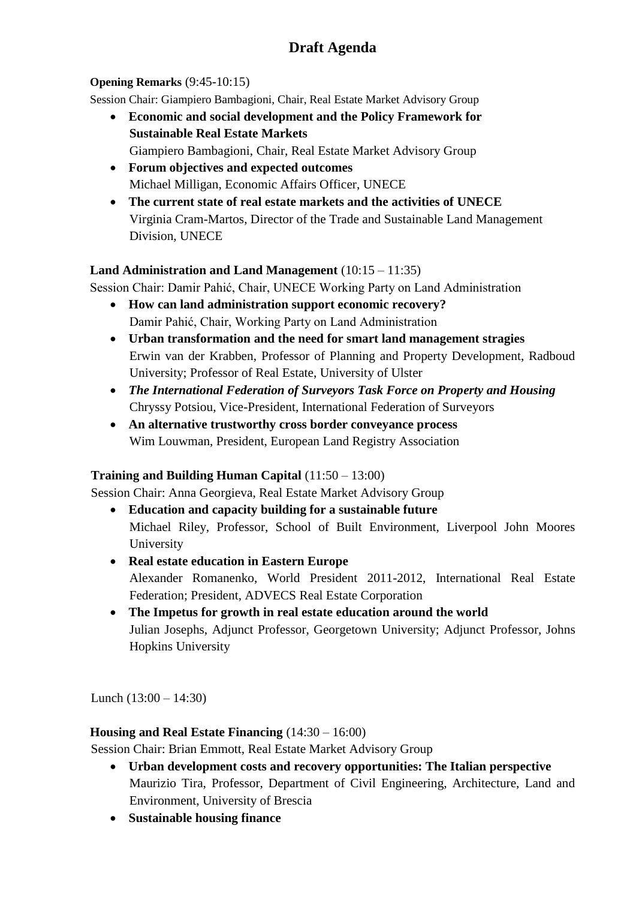# Draft Agenda

**Opening Remarks** (9:45-10:15)

Session Chair: Giampiero Bambagioni, Chair, Real Estate Market Advisory Group

- **Economic and social development and the Policy Framework for Sustainable Real Estate Markets**
  Giampiero Bambagioni, Chair, Real Estate Market Advisory Group
- **Forum objectives and expected outcomes**
  Michael Milligan, Economic Affairs Officer, UNECE
- **The current state of real estate markets and the activities of UNECE**
  Virginia Cram-Martos, Director of the Trade and Sustainable Land Management Division, UNECE

**Land Administration and Land Management** (10:15 – 11:35)

Session Chair: Damir Pahić, Chair, UNECE Working Party on Land Administration

- **How can land administration support economic recovery?**
  Damir Pahić, Chair, Working Party on Land Administration
- **Urban transformation and the need for smart land management stragies**
  Erwin van der Krabben, Professor of Planning and Property Development, Radboud University; Professor of Real Estate, University of Ulster
- ***The International Federation of Surveyors Task Force on Property and Housing***
  Chryssy Potsiou, Vice-President, International Federation of Surveyors
- **An alternative trustworthy cross border conveyance process**
  Wim Louwman, President, European Land Registry Association

**Training and Building Human Capital** (11:50 – 13:00)

Session Chair: Anna Georgieva, Real Estate Market Advisory Group

- **Education and capacity building for a sustainable future**
  Michael Riley, Professor, School of Built Environment, Liverpool John Moores University
- **Real estate education in Eastern Europe**
  Alexander Romanenko, World President 2011-2012, International Real Estate Federation; President, ADVECS Real Estate Corporation
- **The Impetus for growth in real estate education around the world**
  Julian Josephs, Adjunct Professor, Georgetown University; Adjunct Professor, Johns Hopkins University

Lunch (13:00 – 14:30)

**Housing and Real Estate Financing** (14:30 – 16:00)

Session Chair: Brian Emmott, Real Estate Market Advisory Group

- **Urban development costs and recovery opportunities: The Italian perspective**
  Maurizio Tira, Professor, Department of Civil Engineering, Architecture, Land and Environment, University of Brescia
- **Sustainable housing finance**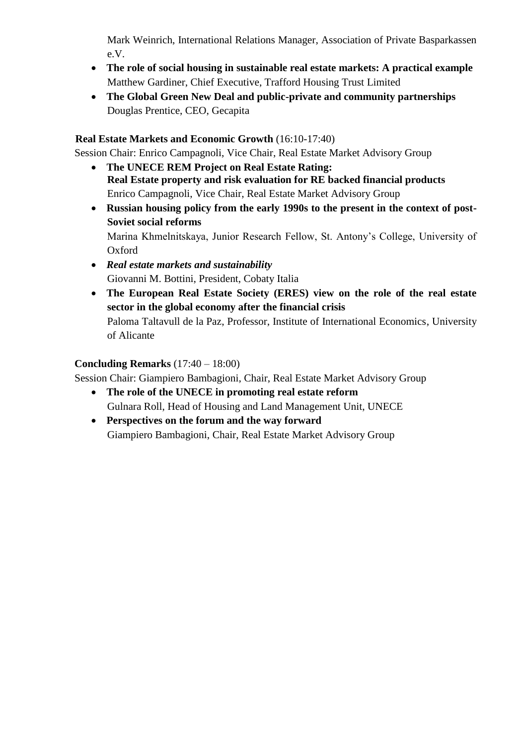Mark Weinrich, International Relations Manager, Association of Private Basparkassen e.V.

- **The role of social housing in sustainable real estate markets: A practical example**
  Matthew Gardiner, Chief Executive, Trafford Housing Trust Limited
- **The Global Green New Deal and public-private and community partnerships**
  Douglas Prentice, CEO, Gecapita

**Real Estate Markets and Economic Growth** (16:10-17:40)

Session Chair: Enrico Campagnoli, Vice Chair, Real Estate Market Advisory Group

- **The UNECE REM Project on Real Estate Rating:**
  **Real Estate property and risk evaluation for RE backed financial products**
  Enrico Campagnoli, Vice Chair, Real Estate Market Advisory Group
- **Russian housing policy from the early 1990s to the present in the context of post-Soviet social reforms**
  Marina Khmelnitskaya, Junior Research Fellow, St. Antony's College, University of Oxford
- ***Real estate markets and sustainability***
  Giovanni M. Bottini, President, Cobaty Italia
- **The European Real Estate Society (ERES) view on the role of the real estate sector in the global economy after the financial crisis**
  Paloma Taltavull de la Paz, Professor, Institute of International Economics, University of Alicante

**Concluding Remarks** (17:40 – 18:00)

Session Chair: Giampiero Bambagioni, Chair, Real Estate Market Advisory Group

- **The role of the UNECE in promoting real estate reform**
  Gulnara Roll, Head of Housing and Land Management Unit, UNECE
- **Perspectives on the forum and the way forward**
  Giampiero Bambagioni, Chair, Real Estate Market Advisory Group